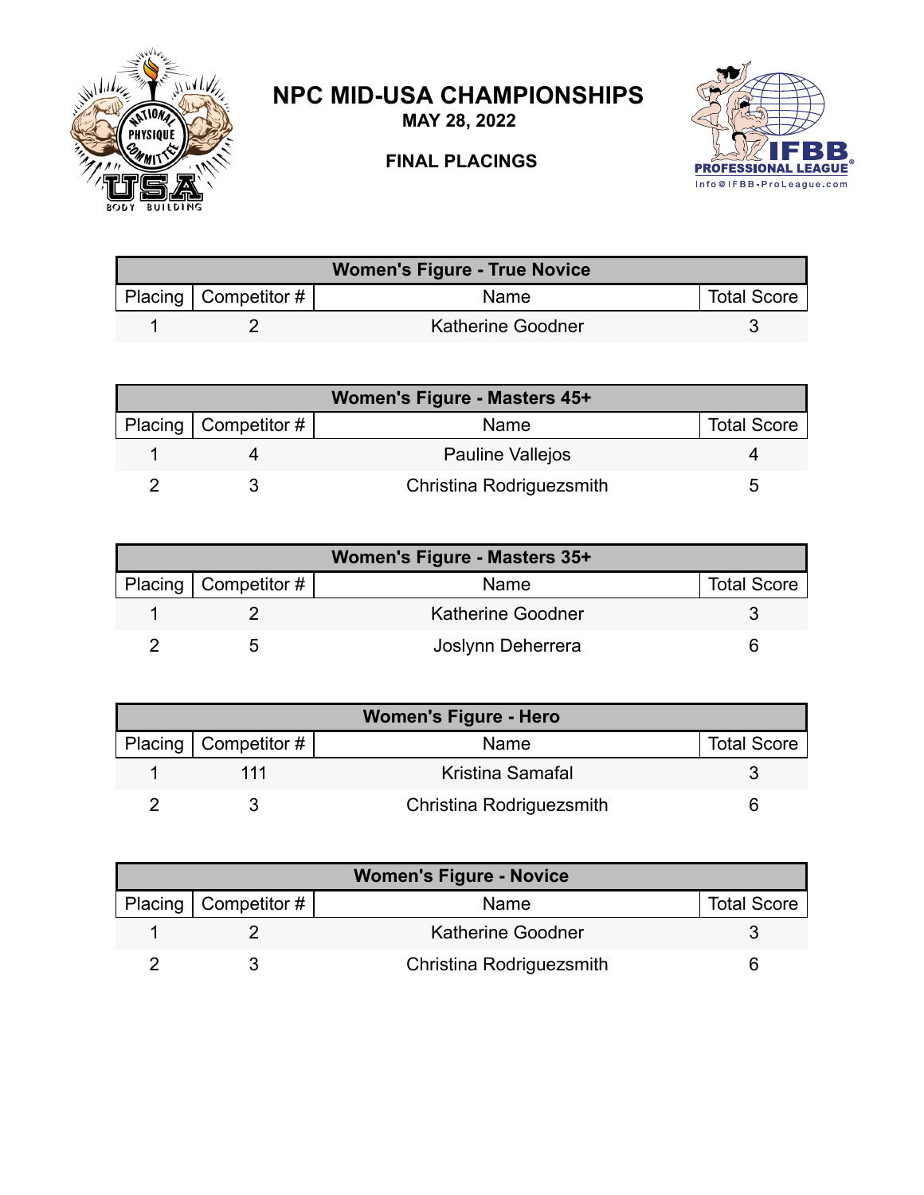# NPC MID-USA CHAMPIONSHIPS

**MAY 28, 2022**

**FINAL PLACINGS**

| Women's Figure - True Novice | | | |
|---|---|---|---|
| Placing | Competitor # | Name | Total Score |
| 1 | 2 | Katherine Goodner | 3 |

| Women's Figure - Masters 45+ | | | |
|---|---|---|---|
| Placing | Competitor # | Name | Total Score |
| 1 | 4 | Pauline Vallejos | 4 |
| 2 | 3 | Christina Rodriguezsmith | 5 |

| Women's Figure - Masters 35+ | | | |
|---|---|---|---|
| Placing | Competitor # | Name | Total Score |
| 1 | 2 | Katherine Goodner | 3 |
| 2 | 5 | Joslynn Deherrera | 6 |

| Women's Figure - Hero | | | |
|---|---|---|---|
| Placing | Competitor # | Name | Total Score |
| 1 | 111 | Kristina Samafal | 3 |
| 2 | 3 | Christina Rodriguezsmith | 6 |

| Women's Figure - Novice | | | |
|---|---|---|---|
| Placing | Competitor # | Name | Total Score |
| 1 | 2 | Katherine Goodner | 3 |
| 2 | 3 | Christina Rodriguezsmith | 6 |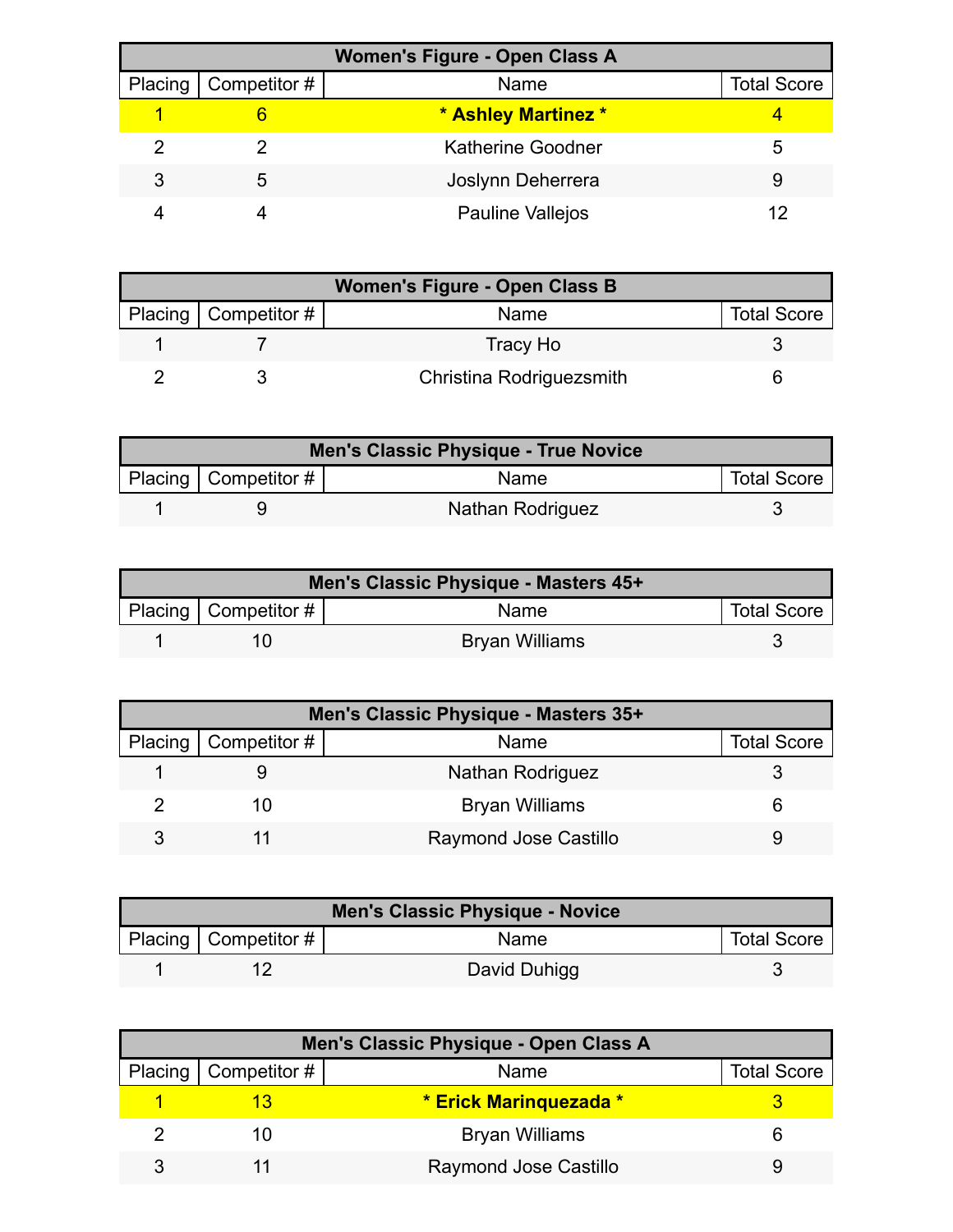| Women's Figure - Open Class A | | | |
|---|---|---|---|
| Placing | Competitor # | Name | Total Score |
| 1 | 6 | **\* Ashley Martinez \*** | 4 |
| 2 | 2 | Katherine Goodner | 5 |
| 3 | 5 | Joslynn Deherrera | 9 |
| 4 | 4 | Pauline Vallejos | 12 |

| Women's Figure - Open Class B | | | |
|---|---|---|---|
| Placing | Competitor # | Name | Total Score |
| 1 | 7 | Tracy Ho | 3 |
| 2 | 3 | Christina Rodriguezsmith | 6 |

| Men's Classic Physique - True Novice | | | |
|---|---|---|---|
| Placing | Competitor # | Name | Total Score |
| 1 | 9 | Nathan Rodriguez | 3 |

| Men's Classic Physique - Masters 45+ | | | |
|---|---|---|---|
| Placing | Competitor # | Name | Total Score |
| 1 | 10 | Bryan Williams | 3 |

| Men's Classic Physique - Masters 35+ | | | |
|---|---|---|---|
| Placing | Competitor # | Name | Total Score |
| 1 | 9 | Nathan Rodriguez | 3 |
| 2 | 10 | Bryan Williams | 6 |
| 3 | 11 | Raymond Jose Castillo | 9 |

| Men's Classic Physique - Novice | | | |
|---|---|---|---|
| Placing | Competitor # | Name | Total Score |
| 1 | 12 | David Duhigg | 3 |

| Men's Classic Physique - Open Class A | | | |
|---|---|---|---|
| Placing | Competitor # | Name | Total Score |
| 1 | 13 | **\* Erick Marinquezada \*** | 3 |
| 2 | 10 | Bryan Williams | 6 |
| 3 | 11 | Raymond Jose Castillo | 9 |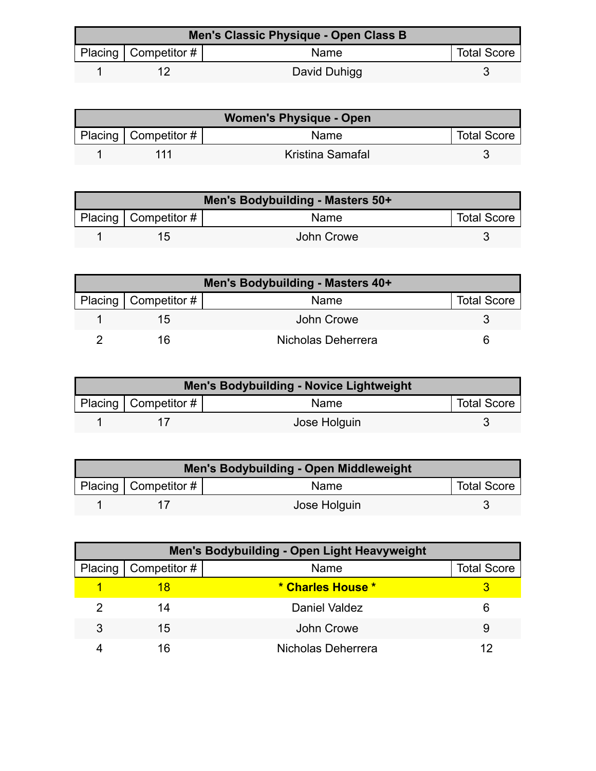| Men's Classic Physique - Open Class B | | | |
|---|---|---|---|
| Placing | Competitor # | Name | Total Score |
| 1 | 12 | David Duhigg | 3 |

| Women's Physique - Open | | | |
|---|---|---|---|
| Placing | Competitor # | Name | Total Score |
| 1 | 111 | Kristina Samafal | 3 |

| Men's Bodybuilding - Masters 50+ | | | |
|---|---|---|---|
| Placing | Competitor # | Name | Total Score |
| 1 | 15 | John Crowe | 3 |

| Men's Bodybuilding - Masters 40+ | | | |
|---|---|---|---|
| Placing | Competitor # | Name | Total Score |
| 1 | 15 | John Crowe | 3 |
| 2 | 16 | Nicholas Deherrera | 6 |

| Men's Bodybuilding - Novice Lightweight | | | |
|---|---|---|---|
| Placing | Competitor # | Name | Total Score |
| 1 | 17 | Jose Holguin | 3 |

| Men's Bodybuilding - Open Middleweight | | | |
|---|---|---|---|
| Placing | Competitor # | Name | Total Score |
| 1 | 17 | Jose Holguin | 3 |

| Men's Bodybuilding - Open Light Heavyweight | | | |
|---|---|---|---|
| Placing | Competitor # | Name | Total Score |
| 1 | 18 | **\* Charles House \*** | 3 |
| 2 | 14 | Daniel Valdez | 6 |
| 3 | 15 | John Crowe | 9 |
| 4 | 16 | Nicholas Deherrera | 12 |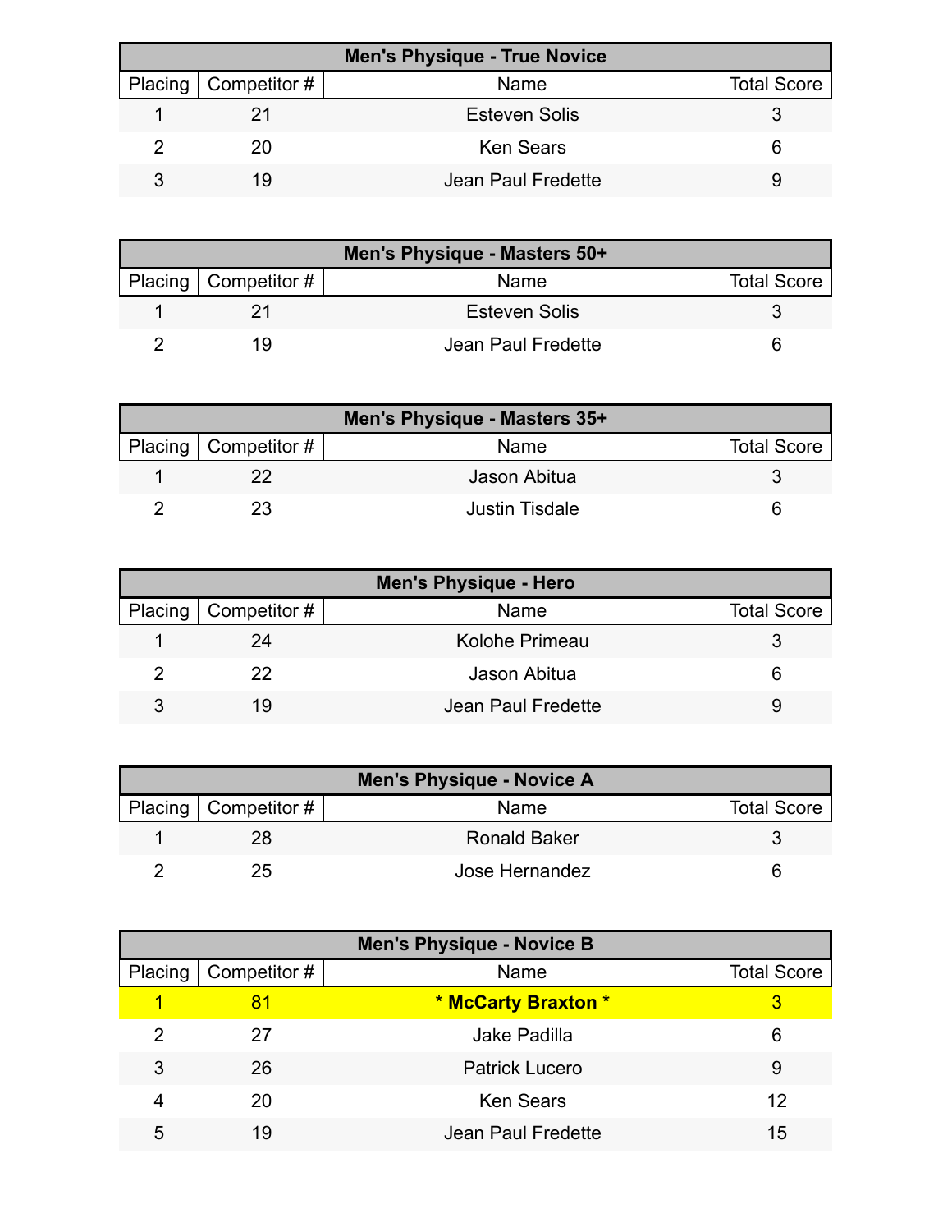| Men's Physique - True Novice | | | |
|---|---|---|---|
| Placing | Competitor # | Name | Total Score |
| 1 | 21 | Esteven Solis | 3 |
| 2 | 20 | Ken Sears | 6 |
| 3 | 19 | Jean Paul Fredette | 9 |

| Men's Physique - Masters 50+ | | | |
|---|---|---|---|
| Placing | Competitor # | Name | Total Score |
| 1 | 21 | Esteven Solis | 3 |
| 2 | 19 | Jean Paul Fredette | 6 |

| Men's Physique - Masters 35+ | | | |
|---|---|---|---|
| Placing | Competitor # | Name | Total Score |
| 1 | 22 | Jason Abitua | 3 |
| 2 | 23 | Justin Tisdale | 6 |

| Men's Physique - Hero | | | |
|---|---|---|---|
| Placing | Competitor # | Name | Total Score |
| 1 | 24 | Kolohe Primeau | 3 |
| 2 | 22 | Jason Abitua | 6 |
| 3 | 19 | Jean Paul Fredette | 9 |

| Men's Physique - Novice A | | | |
|---|---|---|---|
| Placing | Competitor # | Name | Total Score |
| 1 | 28 | Ronald Baker | 3 |
| 2 | 25 | Jose Hernandez | 6 |

| Men's Physique - Novice B | | | |
|---|---|---|---|
| Placing | Competitor # | Name | Total Score |
| 1 | 81 | **\* McCarty Braxton \*** | 3 |
| 2 | 27 | Jake Padilla | 6 |
| 3 | 26 | Patrick Lucero | 9 |
| 4 | 20 | Ken Sears | 12 |
| 5 | 19 | Jean Paul Fredette | 15 |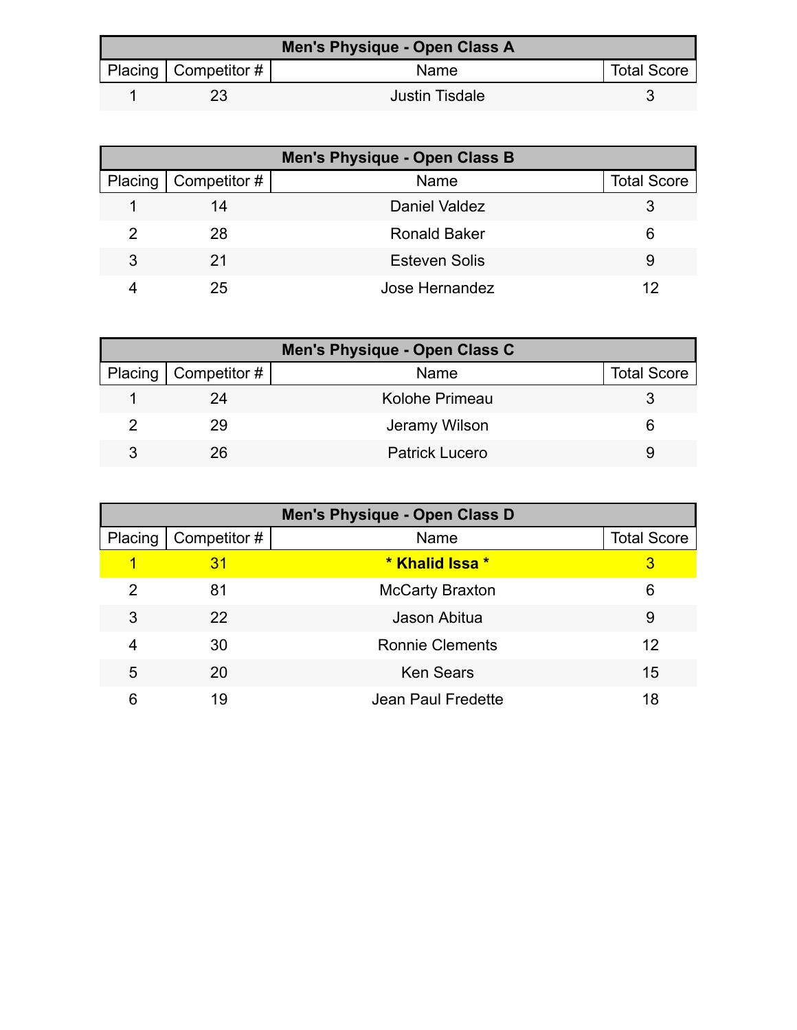| Men's Physique - Open Class A | | | |
|---|---|---|---|
| Placing | Competitor # | Name | Total Score |
| 1 | 23 | Justin Tisdale | 3 |

| Men's Physique - Open Class B | | | |
|---|---|---|---|
| Placing | Competitor # | Name | Total Score |
| 1 | 14 | Daniel Valdez | 3 |
| 2 | 28 | Ronald Baker | 6 |
| 3 | 21 | Esteven Solis | 9 |
| 4 | 25 | Jose Hernandez | 12 |

| Men's Physique - Open Class C | | | |
|---|---|---|---|
| Placing | Competitor # | Name | Total Score |
| 1 | 24 | Kolohe Primeau | 3 |
| 2 | 29 | Jeramy Wilson | 6 |
| 3 | 26 | Patrick Lucero | 9 |

| Men's Physique - Open Class D | | | |
|---|---|---|---|
| Placing | Competitor # | Name | Total Score |
| 1 | 31 | **\* Khalid Issa \*** | 3 |
| 2 | 81 | McCarty Braxton | 6 |
| 3 | 22 | Jason Abitua | 9 |
| 4 | 30 | Ronnie Clements | 12 |
| 5 | 20 | Ken Sears | 15 |
| 6 | 19 | Jean Paul Fredette | 18 |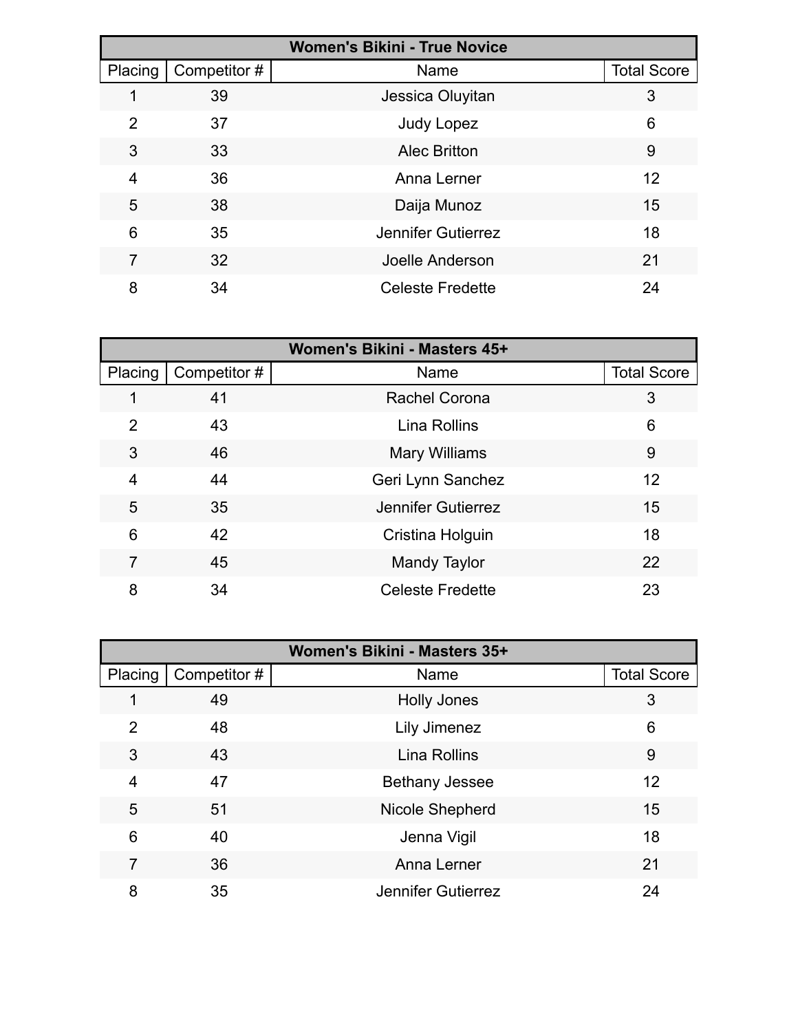| Women's Bikini - True Novice | | | |
|---|---|---|---|
| Placing | Competitor # | Name | Total Score |
| 1 | 39 | Jessica Oluyitan | 3 |
| 2 | 37 | Judy Lopez | 6 |
| 3 | 33 | Alec Britton | 9 |
| 4 | 36 | Anna Lerner | 12 |
| 5 | 38 | Daija Munoz | 15 |
| 6 | 35 | Jennifer Gutierrez | 18 |
| 7 | 32 | Joelle Anderson | 21 |
| 8 | 34 | Celeste Fredette | 24 |

| Women's Bikini - Masters 45+ | | | |
|---|---|---|---|
| Placing | Competitor # | Name | Total Score |
| 1 | 41 | Rachel Corona | 3 |
| 2 | 43 | Lina Rollins | 6 |
| 3 | 46 | Mary Williams | 9 |
| 4 | 44 | Geri Lynn Sanchez | 12 |
| 5 | 35 | Jennifer Gutierrez | 15 |
| 6 | 42 | Cristina Holguin | 18 |
| 7 | 45 | Mandy Taylor | 22 |
| 8 | 34 | Celeste Fredette | 23 |

| Women's Bikini - Masters 35+ | | | |
|---|---|---|---|
| Placing | Competitor # | Name | Total Score |
| 1 | 49 | Holly Jones | 3 |
| 2 | 48 | Lily Jimenez | 6 |
| 3 | 43 | Lina Rollins | 9 |
| 4 | 47 | Bethany Jessee | 12 |
| 5 | 51 | Nicole Shepherd | 15 |
| 6 | 40 | Jenna Vigil | 18 |
| 7 | 36 | Anna Lerner | 21 |
| 8 | 35 | Jennifer Gutierrez | 24 |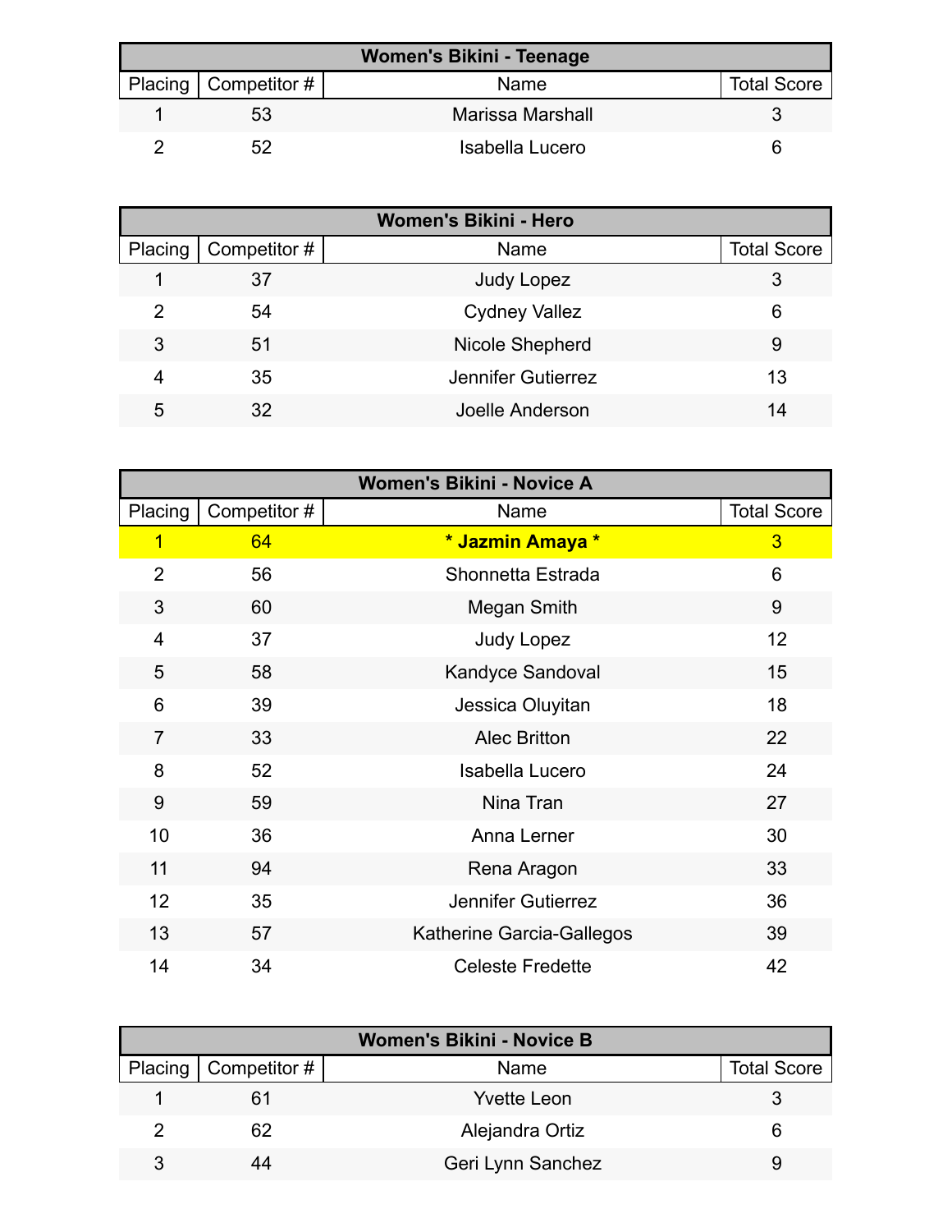| Women's Bikini - Teenage | | | |
| --- | --- | --- | --- |
| Placing | Competitor # | Name | Total Score |
| 1 | 53 | Marissa Marshall | 3 |
| 2 | 52 | Isabella Lucero | 6 |

| Women's Bikini - Hero | | | |
| --- | --- | --- | --- |
| Placing | Competitor # | Name | Total Score |
| 1 | 37 | Judy Lopez | 3 |
| 2 | 54 | Cydney Vallez | 6 |
| 3 | 51 | Nicole Shepherd | 9 |
| 4 | 35 | Jennifer Gutierrez | 13 |
| 5 | 32 | Joelle Anderson | 14 |

| Women's Bikini - Novice A | | | |
| --- | --- | --- | --- |
| Placing | Competitor # | Name | Total Score |
| 1 | 64 | **\* Jazmin Amaya \*** | 3 |
| 2 | 56 | Shonnetta Estrada | 6 |
| 3 | 60 | Megan Smith | 9 |
| 4 | 37 | Judy Lopez | 12 |
| 5 | 58 | Kandyce Sandoval | 15 |
| 6 | 39 | Jessica Oluyitan | 18 |
| 7 | 33 | Alec Britton | 22 |
| 8 | 52 | Isabella Lucero | 24 |
| 9 | 59 | Nina Tran | 27 |
| 10 | 36 | Anna Lerner | 30 |
| 11 | 94 | Rena Aragon | 33 |
| 12 | 35 | Jennifer Gutierrez | 36 |
| 13 | 57 | Katherine Garcia-Gallegos | 39 |
| 14 | 34 | Celeste Fredette | 42 |

| Women's Bikini - Novice B | | | |
| --- | --- | --- | --- |
| Placing | Competitor # | Name | Total Score |
| 1 | 61 | Yvette Leon | 3 |
| 2 | 62 | Alejandra Ortiz | 6 |
| 3 | 44 | Geri Lynn Sanchez | 9 |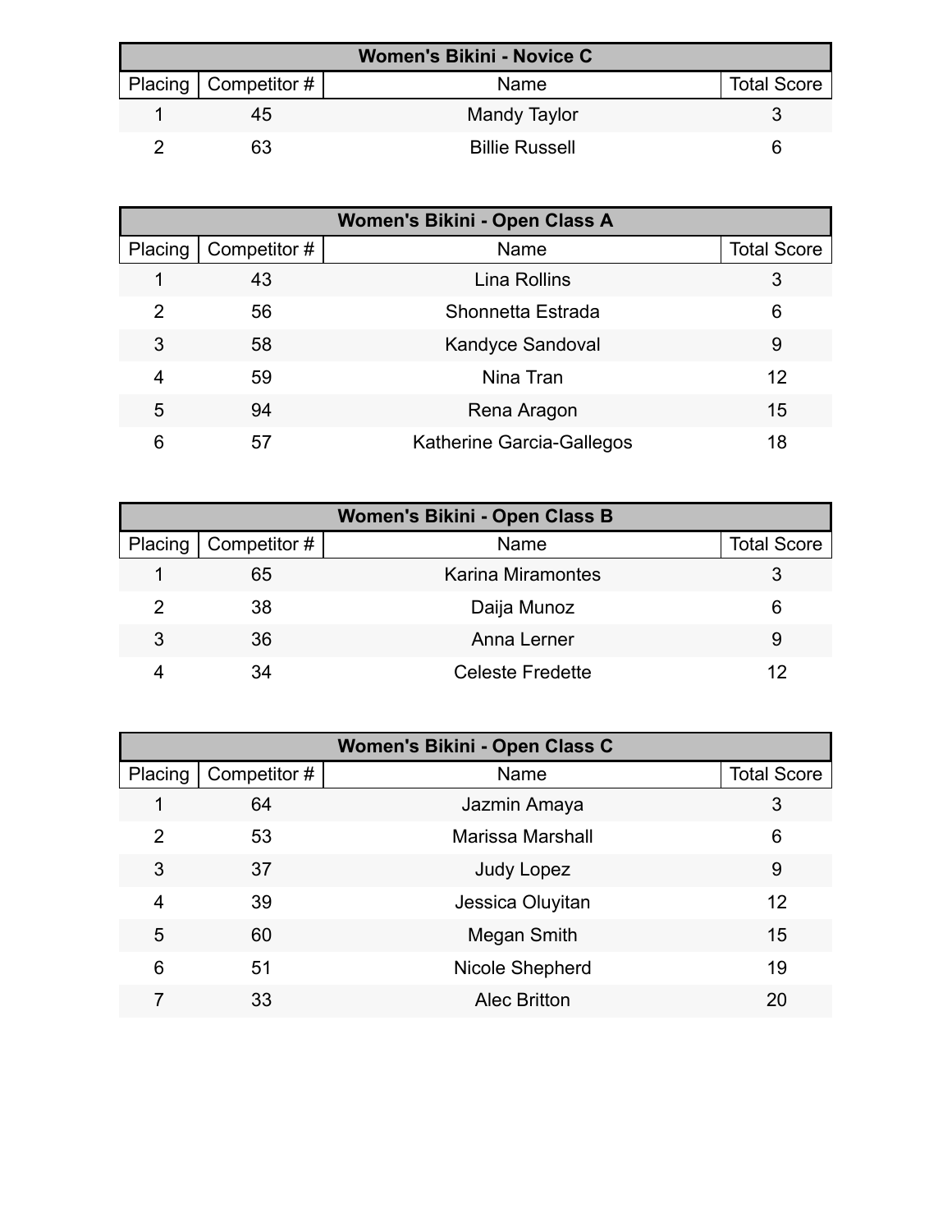| Women's Bikini - Novice C | | | |
|---|---|---|---|
| Placing | Competitor # | Name | Total Score |
| 1 | 45 | Mandy Taylor | 3 |
| 2 | 63 | Billie Russell | 6 |

| Women's Bikini - Open Class A | | | |
|---|---|---|---|
| Placing | Competitor # | Name | Total Score |
| 1 | 43 | Lina Rollins | 3 |
| 2 | 56 | Shonnetta Estrada | 6 |
| 3 | 58 | Kandyce Sandoval | 9 |
| 4 | 59 | Nina Tran | 12 |
| 5 | 94 | Rena Aragon | 15 |
| 6 | 57 | Katherine Garcia-Gallegos | 18 |

| Women's Bikini - Open Class B | | | |
|---|---|---|---|
| Placing | Competitor # | Name | Total Score |
| 1 | 65 | Karina Miramontes | 3 |
| 2 | 38 | Daija Munoz | 6 |
| 3 | 36 | Anna Lerner | 9 |
| 4 | 34 | Celeste Fredette | 12 |

| Women's Bikini - Open Class C | | | |
|---|---|---|---|
| Placing | Competitor # | Name | Total Score |
| 1 | 64 | Jazmin Amaya | 3 |
| 2 | 53 | Marissa Marshall | 6 |
| 3 | 37 | Judy Lopez | 9 |
| 4 | 39 | Jessica Oluyitan | 12 |
| 5 | 60 | Megan Smith | 15 |
| 6 | 51 | Nicole Shepherd | 19 |
| 7 | 33 | Alec Britton | 20 |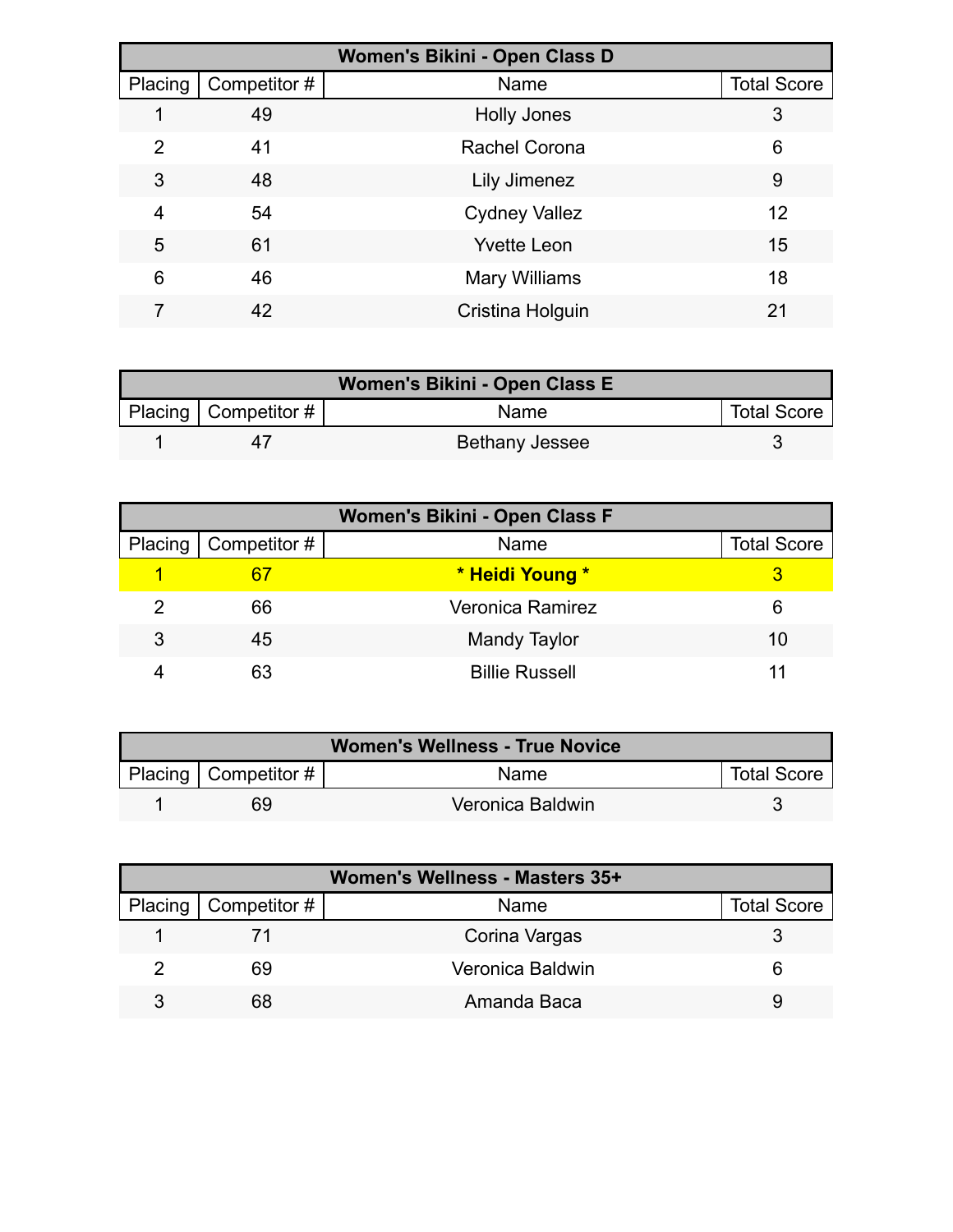| Women's Bikini - Open Class D | | | |
|---|---|---|---|
| Placing | Competitor # | Name | Total Score |
| 1 | 49 | Holly Jones | 3 |
| 2 | 41 | Rachel Corona | 6 |
| 3 | 48 | Lily Jimenez | 9 |
| 4 | 54 | Cydney Vallez | 12 |
| 5 | 61 | Yvette Leon | 15 |
| 6 | 46 | Mary Williams | 18 |
| 7 | 42 | Cristina Holguin | 21 |

| Women's Bikini - Open Class E | | | |
|---|---|---|---|
| Placing | Competitor # | Name | Total Score |
| 1 | 47 | Bethany Jessee | 3 |

| Women's Bikini - Open Class F | | | |
|---|---|---|---|
| Placing | Competitor # | Name | Total Score |
| 1 | 67 | **\* Heidi Young \*** | 3 |
| 2 | 66 | Veronica Ramirez | 6 |
| 3 | 45 | Mandy Taylor | 10 |
| 4 | 63 | Billie Russell | 11 |

| Women's Wellness - True Novice | | | |
|---|---|---|---|
| Placing | Competitor # | Name | Total Score |
| 1 | 69 | Veronica Baldwin | 3 |

| Women's Wellness - Masters 35+ | | | |
|---|---|---|---|
| Placing | Competitor # | Name | Total Score |
| 1 | 71 | Corina Vargas | 3 |
| 2 | 69 | Veronica Baldwin | 6 |
| 3 | 68 | Amanda Baca | 9 |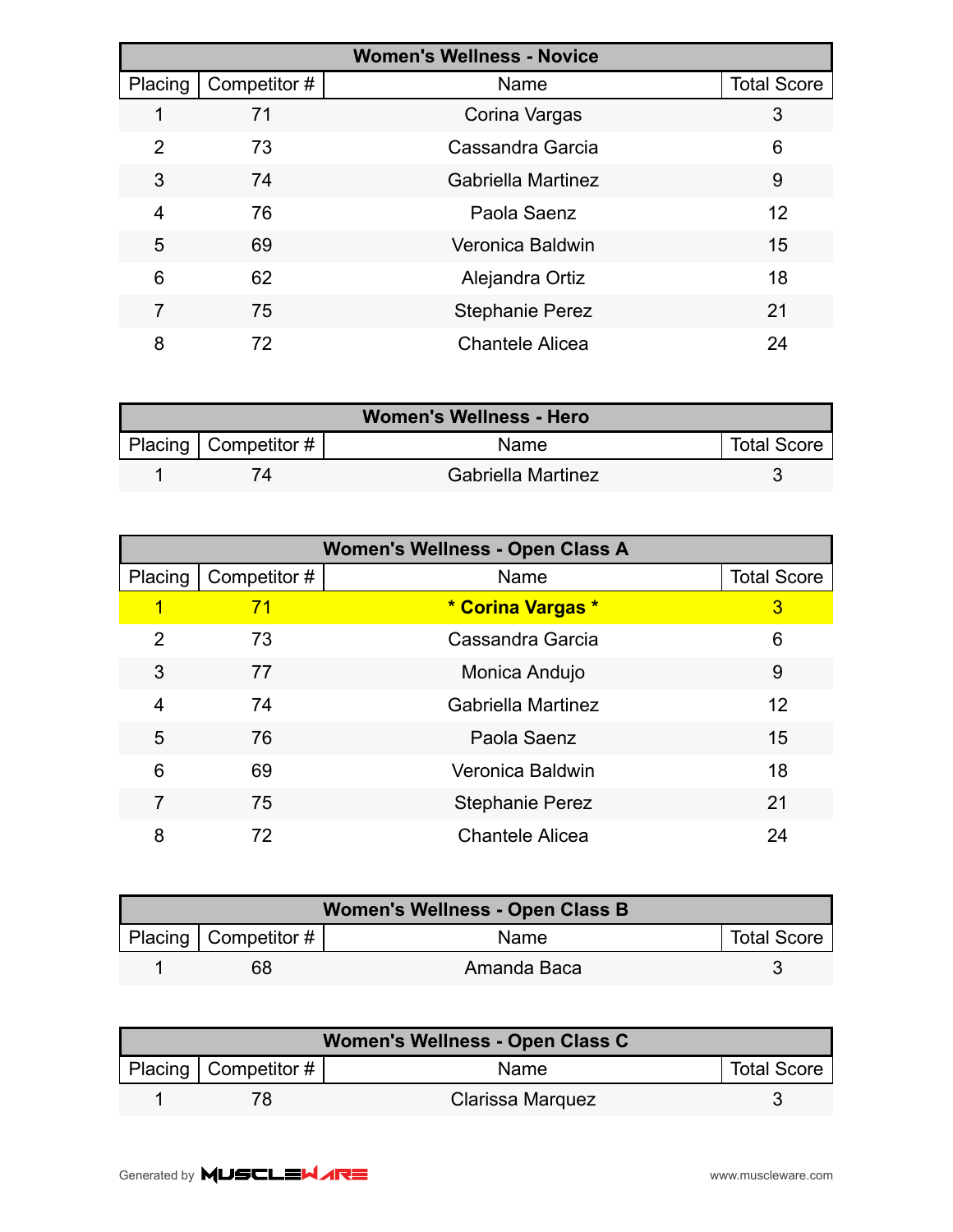| Women's Wellness - Novice | | | |
|---|---|---|---|
| Placing | Competitor # | Name | Total Score |
| 1 | 71 | Corina Vargas | 3 |
| 2 | 73 | Cassandra Garcia | 6 |
| 3 | 74 | Gabriella Martinez | 9 |
| 4 | 76 | Paola Saenz | 12 |
| 5 | 69 | Veronica Baldwin | 15 |
| 6 | 62 | Alejandra Ortiz | 18 |
| 7 | 75 | Stephanie Perez | 21 |
| 8 | 72 | Chantele Alicea | 24 |

| Women's Wellness - Hero | | | |
|---|---|---|---|
| Placing | Competitor # | Name | Total Score |
| 1 | 74 | Gabriella Martinez | 3 |

| Women's Wellness - Open Class A | | | |
|---|---|---|---|
| Placing | Competitor # | Name | Total Score |
| 1 | 71 | **\* Corina Vargas \*** | 3 |
| 2 | 73 | Cassandra Garcia | 6 |
| 3 | 77 | Monica Andujo | 9 |
| 4 | 74 | Gabriella Martinez | 12 |
| 5 | 76 | Paola Saenz | 15 |
| 6 | 69 | Veronica Baldwin | 18 |
| 7 | 75 | Stephanie Perez | 21 |
| 8 | 72 | Chantele Alicea | 24 |

| Women's Wellness - Open Class B | | | |
|---|---|---|---|
| Placing | Competitor # | Name | Total Score |
| 1 | 68 | Amanda Baca | 3 |

| Women's Wellness - Open Class C | | | |
|---|---|---|---|
| Placing | Competitor # | Name | Total Score |
| 1 | 78 | Clarissa Marquez | 3 |

Generated by MUSCLEWARE www.muscleware.com